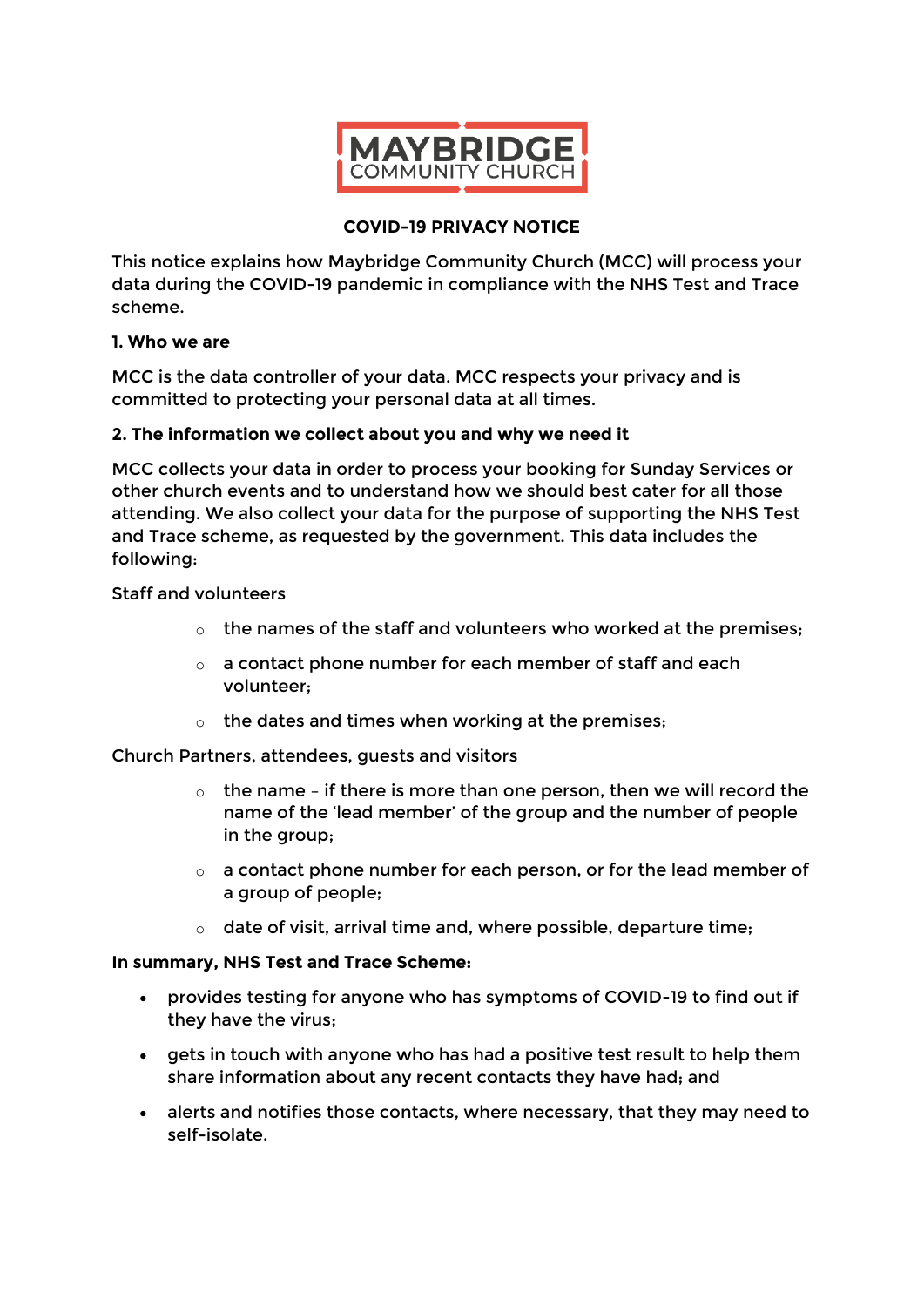MAYBRIDGE
COMMUNITY CHURCH

# COVID-19 PRIVACY NOTICE

This notice explains how Maybridge Community Church (MCC) will process your data during the COVID-19 pandemic in compliance with the NHS Test and Trace scheme.

## 1. Who we are

MCC is the data controller of your data. MCC respects your privacy and is committed to protecting your personal data at all times.

## 2. The information we collect about you and why we need it

MCC collects your data in order to process your booking for Sunday Services or other church events and to understand how we should best cater for all those attending. We also collect your data for the purpose of supporting the NHS Test and Trace scheme, as requested by the government. This data includes the following:

Staff and volunteers

- the names of the staff and volunteers who worked at the premises;
- a contact phone number for each member of staff and each volunteer;
- the dates and times when working at the premises;

Church Partners, attendees, guests and visitors

- the name – if there is more than one person, then we will record the name of the 'lead member' of the group and the number of people in the group;
- a contact phone number for each person, or for the lead member of a group of people;
- date of visit, arrival time and, where possible, departure time;

**In summary, NHS Test and Trace Scheme:**

- provides testing for anyone who has symptoms of COVID-19 to find out if they have the virus;
- gets in touch with anyone who has had a positive test result to help them share information about any recent contacts they have had; and
- alerts and notifies those contacts, where necessary, that they may need to self-isolate.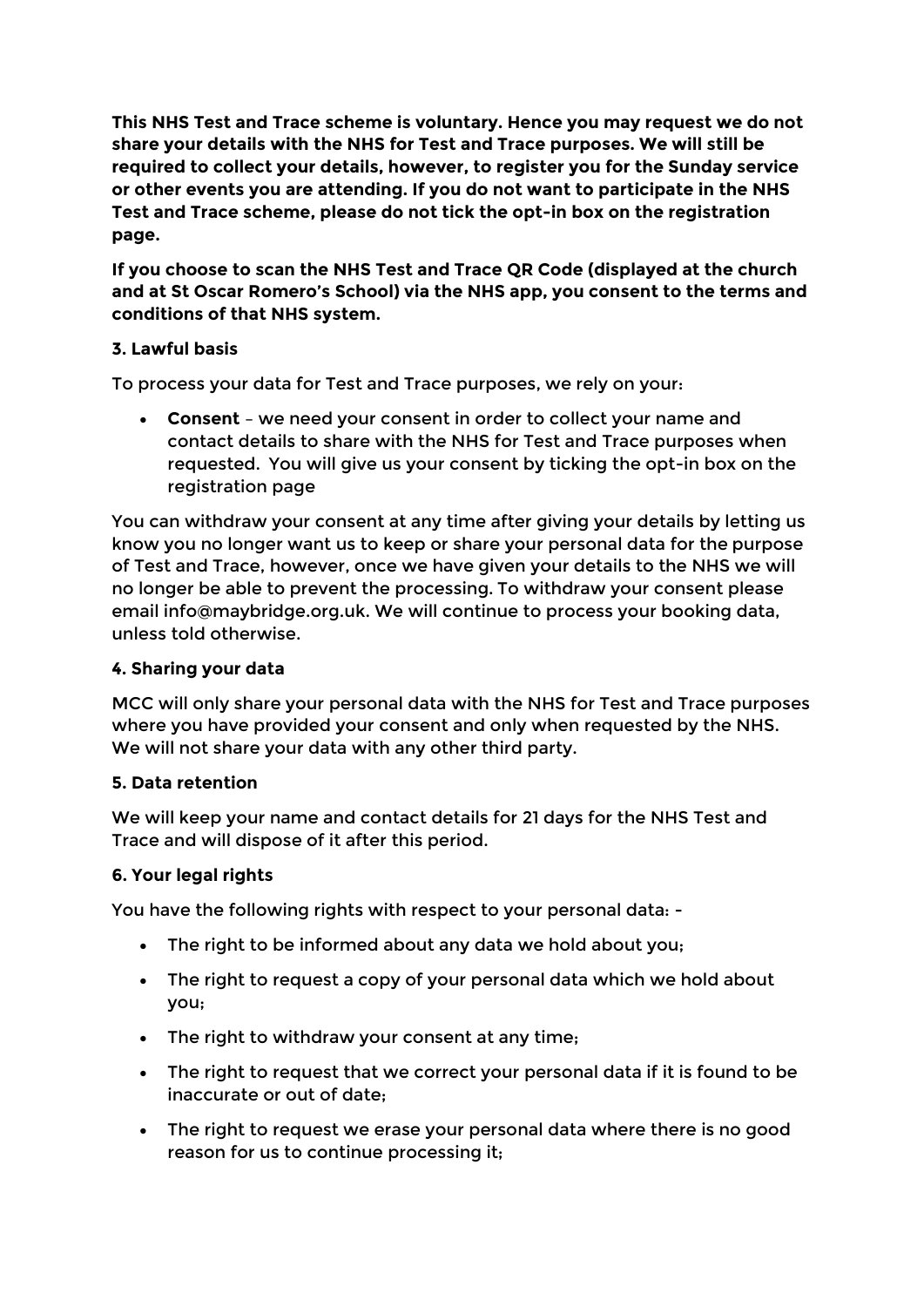**This NHS Test and Trace scheme is voluntary. Hence you may request we do not share your details with the NHS for Test and Trace purposes. We will still be required to collect your details, however, to register you for the Sunday service or other events you are attending. If you do not want to participate in the NHS Test and Trace scheme, please do not tick the opt-in box on the registration page.**

**If you choose to scan the NHS Test and Trace QR Code (displayed at the church and at St Oscar Romero's School) via the NHS app, you consent to the terms and conditions of that NHS system.**

### 3. Lawful basis

To process your data for Test and Trace purposes, we rely on your:

- **Consent** – we need your consent in order to collect your name and contact details to share with the NHS for Test and Trace purposes when requested. You will give us your consent by ticking the opt-in box on the registration page

You can withdraw your consent at any time after giving your details by letting us know you no longer want us to keep or share your personal data for the purpose of Test and Trace, however, once we have given your details to the NHS we will no longer be able to prevent the processing. To withdraw your consent please email info@maybridge.org.uk. We will continue to process your booking data, unless told otherwise.

### 4. Sharing your data

MCC will only share your personal data with the NHS for Test and Trace purposes where you have provided your consent and only when requested by the NHS. We will not share your data with any other third party.

### 5. Data retention

We will keep your name and contact details for 21 days for the NHS Test and Trace and will dispose of it after this period.

### 6. Your legal rights

You have the following rights with respect to your personal data: -

- The right to be informed about any data we hold about you;
- The right to request a copy of your personal data which we hold about you;
- The right to withdraw your consent at any time;
- The right to request that we correct your personal data if it is found to be inaccurate or out of date;
- The right to request we erase your personal data where there is no good reason for us to continue processing it;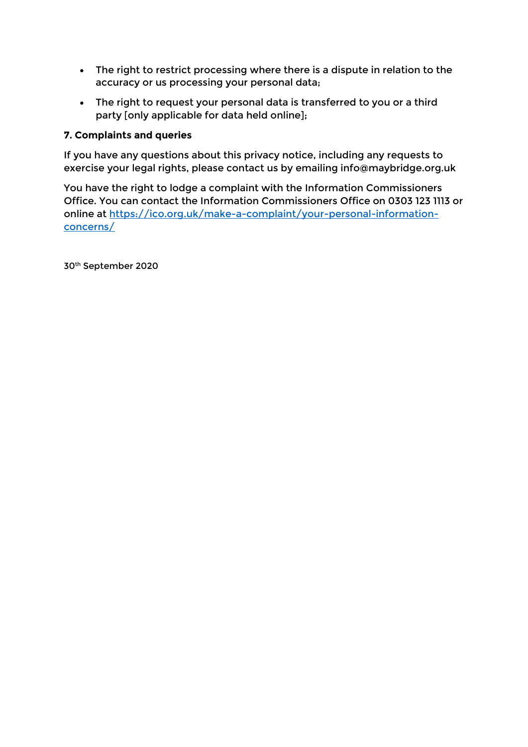- The right to restrict processing where there is a dispute in relation to the accuracy or us processing your personal data;
- The right to request your personal data is transferred to you or a third party [only applicable for data held online];

**7. Complaints and queries**

If you have any questions about this privacy notice, including any requests to exercise your legal rights, please contact us by emailing info@maybridge.org.uk

You have the right to lodge a complaint with the Information Commissioners Office. You can contact the Information Commissioners Office on 0303 123 1113 or online at [https://ico.org.uk/make-a-complaint/your-personal-information-concerns/](https://ico.org.uk/make-a-complaint/your-personal-information-concerns/)

30th September 2020